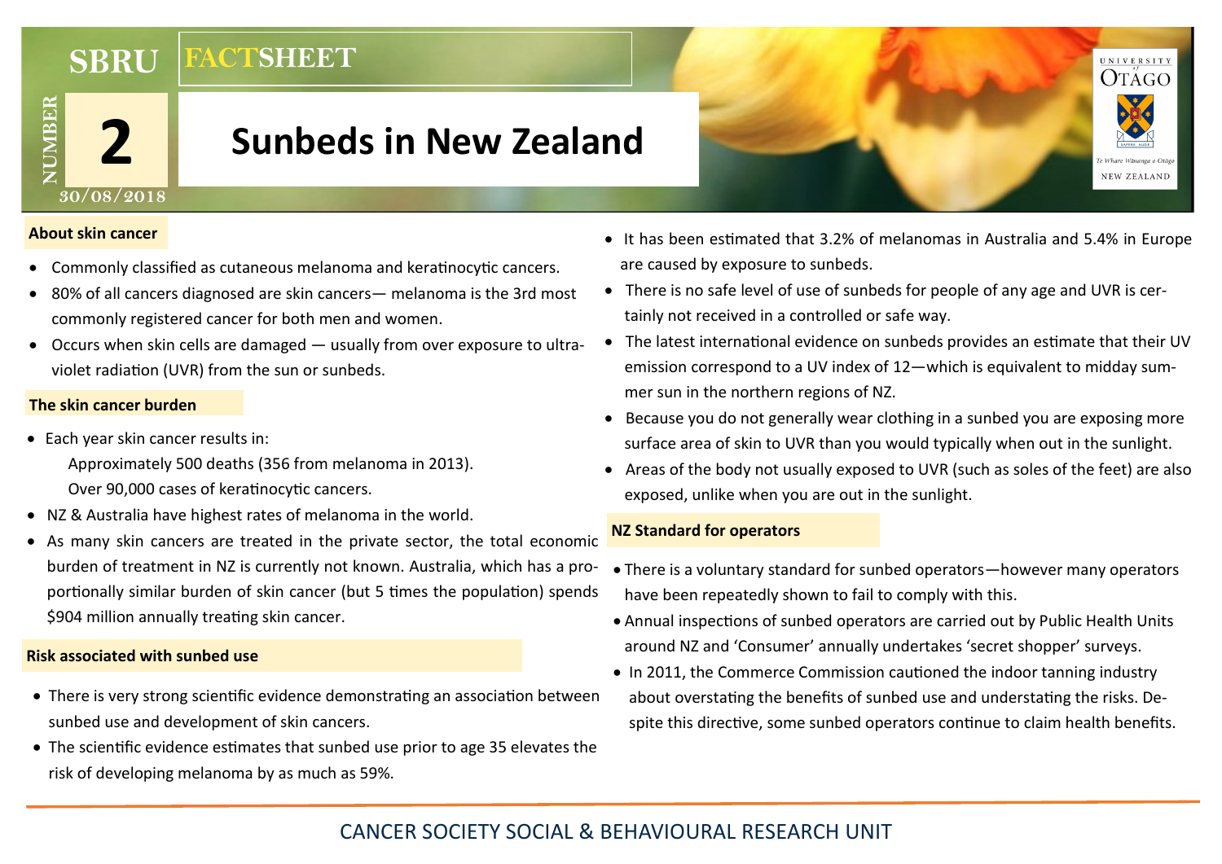SBRU **FACTSHEET**

NUMBER **2**

30/08/2018

# Sunbeds in New Zealand

UNIVERSITY of OTAGO
Te Whare Wānanga o Otāgo
NEW ZEALAND

### About skin cancer

- Commonly classified as cutaneous melanoma and keratinocytic cancers.
- 80% of all cancers diagnosed are skin cancers— melanoma is the 3rd most commonly registered cancer for both men and women.
- Occurs when skin cells are damaged — usually from over exposure to ultraviolet radiation (UVR) from the sun or sunbeds.

### The skin cancer burden

- Each year skin cancer results in:
  - Approximately 500 deaths (356 from melanoma in 2013).
  - Over 90,000 cases of keratinocytic cancers.
- NZ & Australia have highest rates of melanoma in the world.
- As many skin cancers are treated in the private sector, the total economic burden of treatment in NZ is currently not known. Australia, which has a proportionally similar burden of skin cancer (but 5 times the population) spends $904 million annually treating skin cancer.

### Risk associated with sunbed use

- There is very strong scientific evidence demonstrating an association between sunbed use and development of skin cancers.
- The scientific evidence estimates that sunbed use prior to age 35 elevates the risk of developing melanoma by as much as 59%.
- It has been estimated that 3.2% of melanomas in Australia and 5.4% in Europe are caused by exposure to sunbeds.
- There is no safe level of use of sunbeds for people of any age and UVR is certainly not received in a controlled or safe way.
- The latest international evidence on sunbeds provides an estimate that their UV emission correspond to a UV index of 12—which is equivalent to midday summer sun in the northern regions of NZ.
- Because you do not generally wear clothing in a sunbed you are exposing more surface area of skin to UVR than you would typically when out in the sunlight.
- Areas of the body not usually exposed to UVR (such as soles of the feet) are also exposed, unlike when you are out in the sunlight.

### NZ Standard for operators

- There is a voluntary standard for sunbed operators—however many operators have been repeatedly shown to fail to comply with this.
- Annual inspections of sunbed operators are carried out by Public Health Units around NZ and 'Consumer' annually undertakes 'secret shopper' surveys.
- In 2011, the Commerce Commission cautioned the indoor tanning industry about overstating the benefits of sunbed use and understating the risks. Despite this directive, some sunbed operators continue to claim health benefits.

CANCER SOCIETY SOCIAL & BEHAVIOURAL RESEARCH UNIT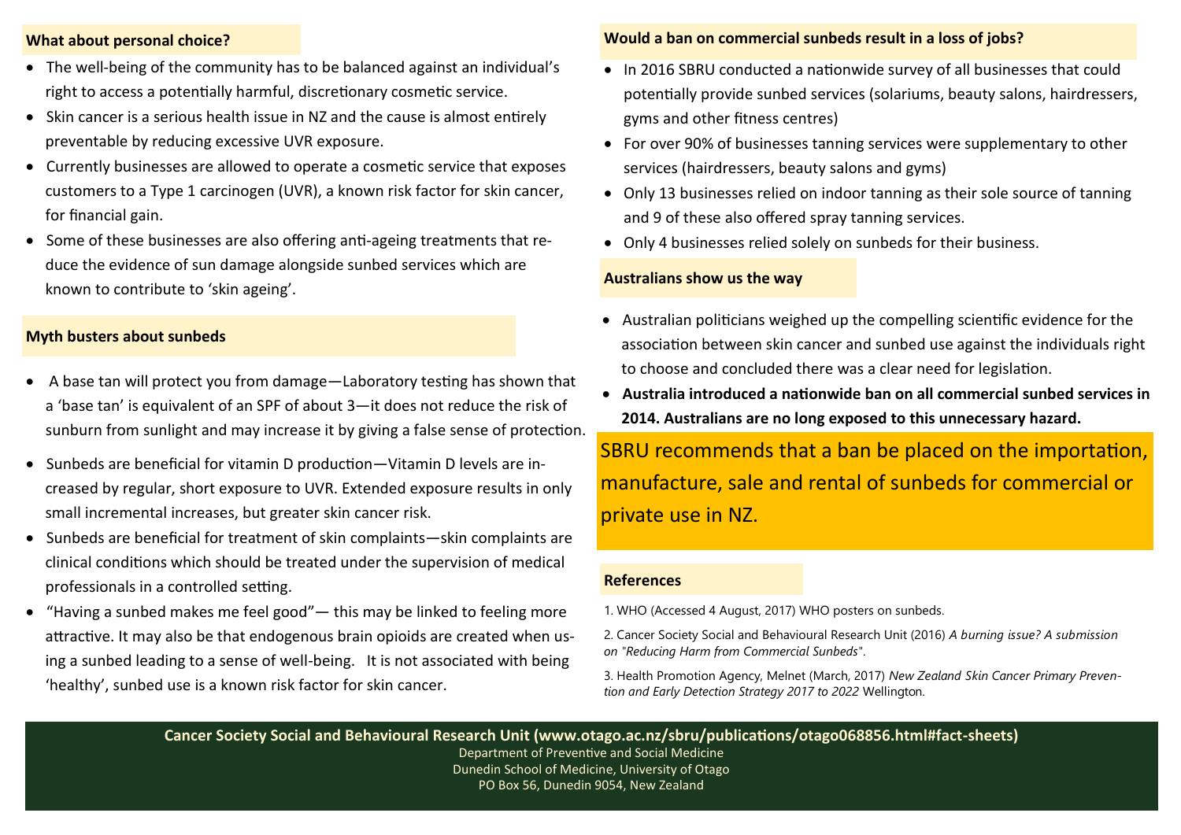## What about personal choice?

- The well-being of the community has to be balanced against an individual's right to access a potentially harmful, discretionary cosmetic service.
- Skin cancer is a serious health issue in NZ and the cause is almost entirely preventable by reducing excessive UVR exposure.
- Currently businesses are allowed to operate a cosmetic service that exposes customers to a Type 1 carcinogen (UVR), a known risk factor for skin cancer, for financial gain.
- Some of these businesses are also offering anti-ageing treatments that reduce the evidence of sun damage alongside sunbed services which are known to contribute to 'skin ageing'.

## Myth busters about sunbeds

- A base tan will protect you from damage—Laboratory testing has shown that a 'base tan' is equivalent of an SPF of about 3—it does not reduce the risk of sunburn from sunlight and may increase it by giving a false sense of protection.
- Sunbeds are beneficial for vitamin D production—Vitamin D levels are increased by regular, short exposure to UVR. Extended exposure results in only small incremental increases, but greater skin cancer risk.
- Sunbeds are beneficial for treatment of skin complaints—skin complaints are clinical conditions which should be treated under the supervision of medical professionals in a controlled setting.
- "Having a sunbed makes me feel good"— this may be linked to feeling more attractive. It may also be that endogenous brain opioids are created when using a sunbed leading to a sense of well-being. It is not associated with being 'healthy', sunbed use is a known risk factor for skin cancer.

## Would a ban on commercial sunbeds result in a loss of jobs?

- In 2016 SBRU conducted a nationwide survey of all businesses that could potentially provide sunbed services (solariums, beauty salons, hairdressers, gyms and other fitness centres)
- For over 90% of businesses tanning services were supplementary to other services (hairdressers, beauty salons and gyms)
- Only 13 businesses relied on indoor tanning as their sole source of tanning and 9 of these also offered spray tanning services.
- Only 4 businesses relied solely on sunbeds for their business.

## Australians show us the way

- Australian politicians weighed up the compelling scientific evidence for the association between skin cancer and sunbed use against the individuals right to choose and concluded there was a clear need for legislation.
- **Australia introduced a nationwide ban on all commercial sunbed services in 2014. Australians are no long exposed to this unnecessary hazard.**

SBRU recommends that a ban be placed on the importation, manufacture, sale and rental of sunbeds for commercial or private use in NZ.

## References

1. WHO (Accessed 4 August, 2017) WHO posters on sunbeds.
2. Cancer Society Social and Behavioural Research Unit (2016) *A burning issue? A submission on "Reducing Harm from Commercial Sunbeds"*.
3. Health Promotion Agency, Melnet (March, 2017) *New Zealand Skin Cancer Primary Prevention and Early Detection Strategy 2017 to 2022* Wellington.

**Cancer Society Social and Behavioural Research Unit (www.otago.ac.nz/sbru/publications/otago068856.html#fact-sheets)**
Department of Preventive and Social Medicine
Dunedin School of Medicine, University of Otago
PO Box 56, Dunedin 9054, New Zealand